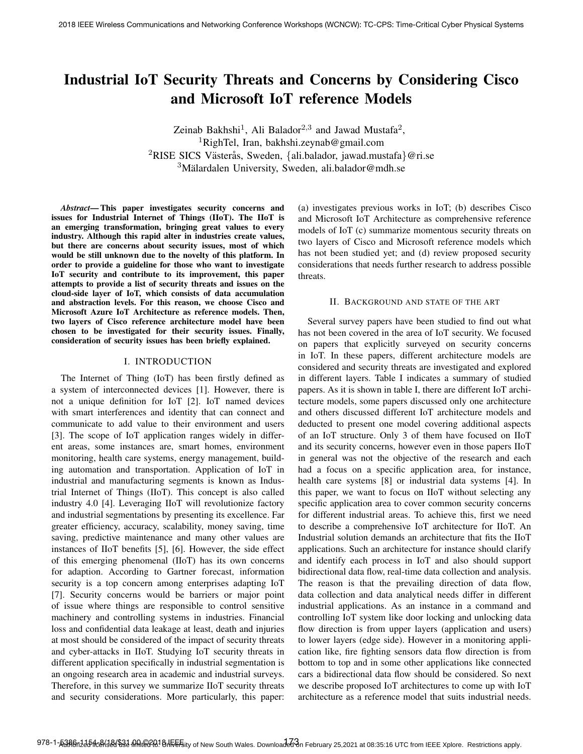# Industrial IoT Security Threats and Concerns by Considering Cisco and Microsoft IoT reference Models

Zeinab Bakhshi[1], Ali Balador[2,3] and Jawad Mustafa[2],
[1]RighTel, Iran, bakhshi.zeynab@gmail.com
[2]RISE SICS Västerås, Sweden, {ali.balador, jawad.mustafa}@ri.se
[3]Mälardalen University, Sweden, ali.balador@mdh.se

***Abstract*— This paper investigates security concerns and issues for Industrial Internet of Things (IIoT). The IIoT is an emerging transformation, bringing great values to every industry. Although this rapid alter in industries create values, but there are concerns about security issues, most of which would be still unknown due to the novelty of this platform. In order to provide a guideline for those who want to investigate IoT security and contribute to its improvement, this paper attempts to provide a list of security threats and issues on the cloud-side layer of IoT, which consists of data accumulation and abstraction levels. For this reason, we choose Cisco and Microsoft Azure IoT Architecture as reference models. Then, two layers of Cisco reference architecture model have been chosen to be investigated for their security issues. Finally, consideration of security issues has been briefly explained.**

## I. INTRODUCTION

The Internet of Thing (IoT) has been firstly defined as a system of interconnected devices [1]. However, there is not a unique definition for IoT [2]. IoT named devices with smart interferences and identity that can connect and communicate to add value to their environment and users [3]. The scope of IoT application ranges widely in different areas, some instances are, smart homes, environment monitoring, health care systems, energy management, building automation and transportation. Application of IoT in industrial and manufacturing segments is known as Industrial Internet of Things (IIoT). This concept is also called industry 4.0 [4]. Leveraging IIoT will revolutionize factory and industrial segmentations by presenting its excellence. Far greater efficiency, accuracy, scalability, money saving, time saving, predictive maintenance and many other values are instances of IIoT benefits [5], [6]. However, the side effect of this emerging phenomenal (IIoT) has its own concerns for adaption. According to Gartner forecast, information security is a top concern among enterprises adapting IoT [7]. Security concerns would be barriers or major point of issue where things are responsible to control sensitive machinery and controlling systems in industries. Financial loss and confidential data leakage at least, death and injuries at most should be considered of the impact of security threats and cyber-attacks in IIoT. Studying IoT security threats in different application specifically in industrial segmentation is an ongoing research area in academic and industrial surveys. Therefore, in this survey we summarize IIoT security threats and security considerations. More particularly, this paper: (a) investigates previous works in IoT; (b) describes Cisco and Microsoft IoT Architecture as comprehensive reference models of IoT (c) summarize momentous security threats on two layers of Cisco and Microsoft reference models which has not been studied yet; and (d) review proposed security considerations that needs further research to address possible threats.

## II. BACKGROUND AND STATE OF THE ART

Several survey papers have been studied to find out what has not been covered in the area of IoT security. We focused on papers that explicitly surveyed on security concerns in IoT. In these papers, different architecture models are considered and security threats are investigated and explored in different layers. Table I indicates a summary of studied papers. As it is shown in table I, there are different IoT architecture models, some papers discussed only one architecture and others discussed different IoT architecture models and deducted to present one model covering additional aspects of an IoT structure. Only 3 of them have focused on IIoT and its security concerns, however even in those papers IIoT in general was not the objective of the research and each had a focus on a specific application area, for instance, health care systems [8] or industrial data systems [4]. In this paper, we want to focus on IIoT without selecting any specific application area to cover common security concerns for different industrial areas. To achieve this, first we need to describe a comprehensive IoT architecture for IIoT. An Industrial solution demands an architecture that fits the IIoT applications. Such an architecture for instance should clarify and identify each process in IoT and also should support bidirectional data flow, real-time data collection and analysis. The reason is that the prevailing direction of data flow, data collection and data analytical needs differ in different industrial applications. As an instance in a command and controlling IoT system like door locking and unlocking data flow direction is from upper layers (application and users) to lower layers (edge side). However in a monitoring application, like fire fighting sensors data flow direction is from bottom to top and in some other applications like connected cars a bidirectional data flow should be considered. So next we describe proposed IoT architectures to come up with IoT architecture as a reference model that suits industrial needs.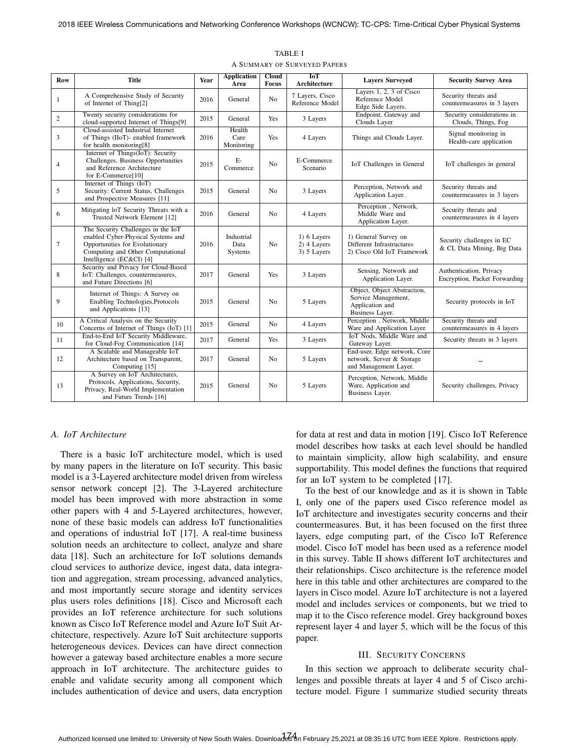TABLE I
A SUMMARY OF SURVEYED PAPERS

| Row | Title | Year | Application Area | Cloud Focus | IoT Architecture | Layers Surveyed | Security Survey Area |
|---|---|---|---|---|---|---|---|
| 1 | A Comprehensive Study of Security of Internet of Thing[2] | 2016 | General | No | 7 Layers, Cisco Reference Model | Layers 1, 2, 3 of Cisco Reference Model Edge Side Layers. | Security threats and countermeasures in 3 layers |
| 2 | Twenty security considerations for cloud-supported Internet of Things[9] | 2015 | General | Yes | 3 Layers | Endpoint, Gateway and Clouds Layer | Security considerations in Clouds, Things, Fog |
| 3 | Cloud-assisted Industrial Internet of Things (IIoT)- enabled framework for health monitoring[8] | 2016 | Health Care Monitoring | Yes | 4 Layers | Things and Clouds Layer. | Signal monitoring in Health-care application |
| 4 | Internet of Things(IoT): Security Challenges, Business Opportunities and Reference Architecture for E-Commerce[10] | 2015 | E-Commerce | No | E-Commerce Scenario | IoT Challenges in General | IoT challenges in general |
| 5 | Internet of Things (IoT) Security: Current Status, Challenges and Prospective Measures [11] | 2015 | General | No | 3 Layers | Perception, Network and Application Layer. | Security threats and countermeasures in 3 layers |
| 6 | Mitigating IoT Security Threats with a Trusted Network Element [12] | 2016 | General | No | 4 Layers | Perception , Network, Middle Ware and Application Layer. | Security threats and countermeasures in 4 layers |
| 7 | The Security Challenges in the IoT enabled Cyber-Physical Systems and Opportunities for Evolutionary Computing and Other Computational Intelligence (EC&CI) [4] | 2016 | Industrial Data Systems | No | 1) 6 Layers 2) 4 Layers 3) 5 Layers | 1) General Survey on Different Infrastructures 2) Cisco Old IoT Framework | Security challenges in EC & CI, Data Mining, Big Data |
| 8 | Security and Privacy for Cloud-Based IoT: Challenges, countermeasures, and Future Directions [6] | 2017 | General | Yes | 3 Layers | Sensing, Network and Application Layer. | Authentication, Privacy Encryption, Packet Forwarding |
| 9 | Internet of Things: A Survey on Enabling Technologies,Protocols and Applications [13] | 2015 | General | No | 5 Layers | Object, Object Abstraction, Service Management, Application and Business Layer. | Security protocols in IoT |
| 10 | A Critical Analysis on the Security Concerns of Internet of Things (IoT) [1] | 2015 | General | No | 4 Layers | Perception , Network, Middle Ware and Application Layer. | Security threats and countermeasures in 4 layers |
| 11 | End-to-End IoT Security Middleware, for Cloud-Fog Communication [14] | 2017 | General | Yes | 3 Layers | IoT Nods, Middle Ware and Gateway Layer. | Security threats in 3 layers |
| 12 | A Scalable and Manageable IoT Architecture based on Transparent, Computing [15] | 2017 | General | No | 5 Layers | End-user, Edge network, Core network, Server & Storage and Management Layer. | – |
| 13 | A Survey on IoT Architectures, Protocols, Applications, Security, Privacy, Real-World Implementation and Future Trends [16] | 2015 | General | No | 5 Layers | Perception, Network, Middle Ware, Application and Business Layer. | Security challenges, Privacy |

### *A. IoT Architecture*

There is a basic IoT architecture model, which is used by many papers in the literature on IoT security. This basic model is a 3-Layered architecture model driven from wireless sensor network concept [2]. The 3-Layered architecture model has been improved with more abstraction in some other papers with 4 and 5-Layered architectures, however, none of these basic models can address IoT functionalities and operations of industrial IoT [17]. A real-time business solution needs an architecture to collect, analyze and share data [18]. Such an architecture for IoT solutions demands cloud services to authorize device, ingest data, data integration and aggregation, stream processing, advanced analytics, and most importantly secure storage and identity services plus users roles definitions [18]. Cisco and Microsoft each provides an IoT reference architecture for such solutions known as Cisco IoT Reference model and Azure IoT Suit Architecture, respectively. Azure IoT Suit architecture supports heterogeneous devices. Devices can have direct connection however a gateway based architecture enables a more secure approach in IoT architecture. The architecture guides to enable and validate security among all component which includes authentication of device and users, data encryption for data at rest and data in motion [19]. Cisco IoT Reference model describes how tasks at each level should be handled to maintain simplicity, allow high scalability, and ensure supportability. This model defines the functions that required for an IoT system to be completed [17].

To the best of our knowledge and as it is shown in Table I, only one of the papers used Cisco reference model as IoT architecture and investigates security concerns and their countermeasures. But, it has been focused on the first three layers, edge computing part, of the Cisco IoT Reference model. Cisco IoT model has been used as a reference model in this survey. Table II shows different IoT architectures and their relationships. Cisco architecture is the reference model here in this table and other architectures are compared to the layers in Cisco model. Azure IoT architecture is not a layered model and includes services or components, but we tried to map it to the Cisco reference model. Grey background boxes represent layer 4 and layer 5, which will be the focus of this paper.

## III. SECURITY CONCERNS

In this section we approach to deliberate security challenges and possible threats at layer 4 and 5 of Cisco architecture model. Figure 1 summarize studied security threats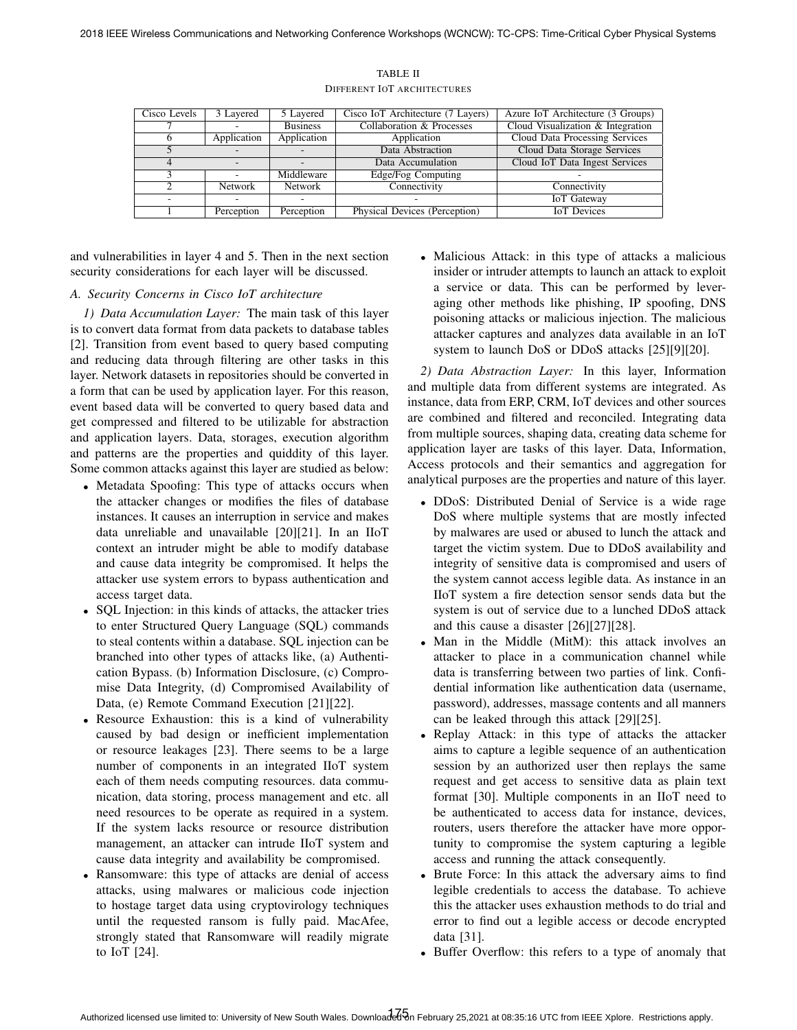TABLE II
DIFFERENT IOT ARCHITECTURES

| Cisco Levels | 3 Layered | 5 Layered | Cisco IoT Architecture (7 Layers) | Azure IoT Architecture (3 Groups) |
|---|---|---|---|---|
| 7 | - | Business | Collaboration & Processes | Cloud Visualization & Integration |
| 6 | Application | Application | Application | Cloud Data Processing Services |
| 5 | - | - | Data Abstraction | Cloud Data Storage Services |
| 4 | - | - | Data Accumulation | Cloud IoT Data Ingest Services |
| 3 | - | Middleware | Edge/Fog Computing | - |
| 2 | Network | Network | Connectivity | Connectivity |
| - | - | - | - | IoT Gateway |
| 1 | Perception | Perception | Physical Devices (Perception) | IoT Devices |

and vulnerabilities in layer 4 and 5. Then in the next section security considerations for each layer will be discussed.

### A. Security Concerns in Cisco IoT architecture

*1) Data Accumulation Layer:* The main task of this layer is to convert data format from data packets to database tables [2]. Transition from event based to query based computing and reducing data through filtering are other tasks in this layer. Network datasets in repositories should be converted in a form that can be used by application layer. For this reason, event based data will be converted to query based data and get compressed and filtered to be utilizable for abstraction and application layers. Data, storages, execution algorithm and patterns are the properties and quiddity of this layer. Some common attacks against this layer are studied as below:

- Metadata Spoofing: This type of attacks occurs when the attacker changes or modifies the files of database instances. It causes an interruption in service and makes data unreliable and unavailable [20][21]. In an IIoT context an intruder might be able to modify database and cause data integrity be compromised. It helps the attacker use system errors to bypass authentication and access target data.
- SQL Injection: in this kinds of attacks, the attacker tries to enter Structured Query Language (SQL) commands to steal contents within a database. SQL injection can be branched into other types of attacks like, (a) Authentication Bypass. (b) Information Disclosure, (c) Compromise Data Integrity, (d) Compromised Availability of Data, (e) Remote Command Execution [21][22].
- Resource Exhaustion: this is a kind of vulnerability caused by bad design or inefficient implementation or resource leakages [23]. There seems to be a large number of components in an integrated IIoT system each of them needs computing resources. data communication, data storing, process management and etc. all need resources to be operate as required in a system. If the system lacks resource or resource distribution management, an attacker can intrude IIoT system and cause data integrity and availability be compromised.
- Ransomware: this type of attacks are denial of access attacks, using malwares or malicious code injection to hostage target data using cryptovirology techniques until the requested ransom is fully paid. MacAfee, strongly stated that Ransomware will readily migrate to IoT [24].
- Malicious Attack: in this type of attacks a malicious insider or intruder attempts to launch an attack to exploit a service or data. This can be performed by leveraging other methods like phishing, IP spoofing, DNS poisoning attacks or malicious injection. The malicious attacker captures and analyzes data available in an IoT system to launch DoS or DDoS attacks [25][9][20].

*2) Data Abstraction Layer:* In this layer, Information and multiple data from different systems are integrated. As instance, data from ERP, CRM, IoT devices and other sources are combined and filtered and reconciled. Integrating data from multiple sources, shaping data, creating data scheme for application layer are tasks of this layer. Data, Information, Access protocols and their semantics and aggregation for analytical purposes are the properties and nature of this layer.

- DDoS: Distributed Denial of Service is a wide rage DoS where multiple systems that are mostly infected by malwares are used or abused to lunch the attack and target the victim system. Due to DDoS availability and integrity of sensitive data is compromised and users of the system cannot access legible data. As instance in an IIoT system a fire detection sensor sends data but the system is out of service due to a lunched DDoS attack and this cause a disaster [26][27][28].
- Man in the Middle (MitM): this attack involves an attacker to place in a communication channel while data is transferring between two parties of link. Confidential information like authentication data (username, password), addresses, massage contents and all manners can be leaked through this attack [29][25].
- Replay Attack: in this type of attacks the attacker aims to capture a legible sequence of an authentication session by an authorized user then replays the same request and get access to sensitive data as plain text format [30]. Multiple components in an IIoT need to be authenticated to access data for instance, devices, routers, users therefore the attacker have more opportunity to compromise the system capturing a legible access and running the attack consequently.
- Brute Force: In this attack the adversary aims to find legible credentials to access the database. To achieve this the attacker uses exhaustion methods to do trial and error to find out a legible access or decode encrypted data [31].
- Buffer Overflow: this refers to a type of anomaly that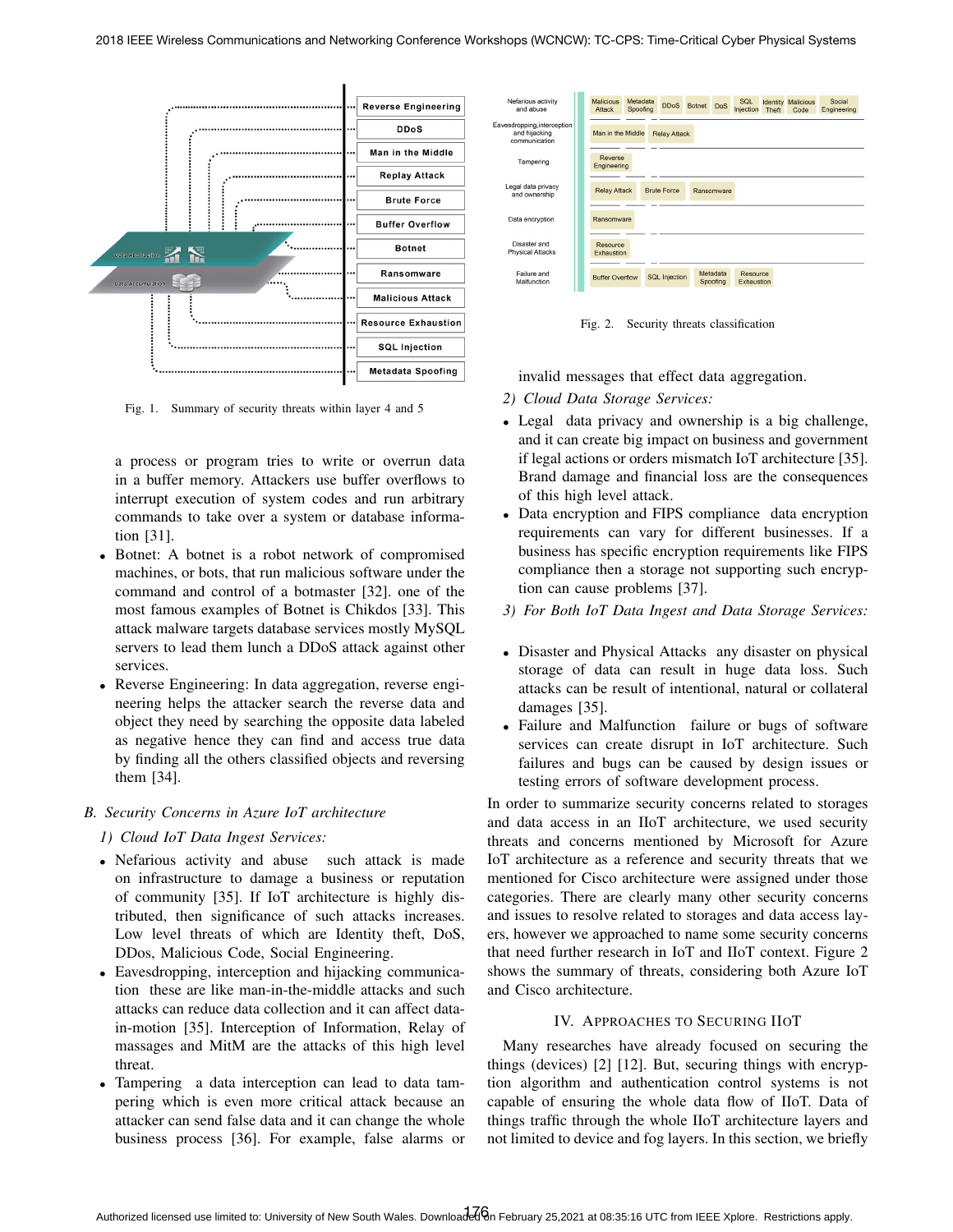Fig. 1. Summary of security threats within layer 4 and 5

a process or program tries to write or overrun data in a buffer memory. Attackers use buffer overflows to interrupt execution of system codes and run arbitrary commands to take over a system or database information [31].

- Botnet: A botnet is a robot network of compromised machines, or bots, that run malicious software under the command and control of a botmaster [32]. one of the most famous examples of Botnet is Chikdos [33]. This attack malware targets database services mostly MySQL servers to lead them lunch a DDoS attack against other services.
- Reverse Engineering: In data aggregation, reverse engineering helps the attacker search the reverse data and object they need by searching the opposite data labeled as negative hence they can find and access true data by finding all the others classified objects and reversing them [34].

### B. Security Concerns in Azure IoT architecture

#### 1) Cloud IoT Data Ingest Services:

- Nefarious activity and abuse such attack is made on infrastructure to damage a business or reputation of community [35]. If IoT architecture is highly distributed, then significance of such attacks increases. Low level threats of which are Identity theft, DoS, DDos, Malicious Code, Social Engineering.
- Eavesdropping, interception and hijacking communication these are like man-in-the-middle attacks and such attacks can reduce data collection and it can affect data-in-motion [35]. Interception of Information, Relay of massages and MitM are the attacks of this high level threat.
- Tampering a data interception can lead to data tampering which is even more critical attack because an attacker can send false data and it can change the whole business process [36]. For example, false alarms or invalid messages that effect data aggregation.

#### 2) Cloud Data Storage Services:

- Legal data privacy and ownership is a big challenge, and it can create big impact on business and government if legal actions or orders mismatch IoT architecture [35]. Brand damage and financial loss are the consequences of this high level attack.
- Data encryption and FIPS compliance data encryption requirements can vary for different businesses. If a business has specific encryption requirements like FIPS compliance then a storage not supporting such encryption can cause problems [37].

#### 3) For Both IoT Data Ingest and Data Storage Services:

- Disaster and Physical Attacks any disaster on physical storage of data can result in huge data loss. Such attacks can be result of intentional, natural or collateral damages [35].
- Failure and Malfunction failure or bugs of software services can create disrupt in IoT architecture. Such failures and bugs can be caused by design issues or testing errors of software development process.

| Category | Threats |
| --- | --- |
| Nefarious activity and abuse | Malicious Attack, Metadata Spoofing, DDoS, Botnet, DoS, SQL Injection, Identity Theft, Malicious Code, Social Engineering |
| Eavesdropping,interception and hijacking communication | Man in the Middle, Relay Attack |
| Tampering | Reverse Engineering |
| Legal data privacy and ownership | Relay Attack, Brute Force, Ransomware |
| Data encryption | Ransomware |
| Disaster and Physical Attacks | Resource Exhaustion |
| Failure and Malfunction | Buffer Overflow, SQL Injection, Metadata Spoofing, Resource Exhaustion |

Fig. 2. Security threats classification

In order to summarize security concerns related to storages and data access in an IIoT architecture, we used security threats and concerns mentioned by Microsoft for Azure IoT architecture as a reference and security threats that we mentioned for Cisco architecture were assigned under those categories. There are clearly many other security concerns and issues to resolve related to storages and data access layers, however we approached to name some security concerns that need further research in IoT and IIoT context. Figure 2 shows the summary of threats, considering both Azure IoT and Cisco architecture.

## IV. Approaches to Securing IIoT

Many researches have already focused on securing the things (devices) [2] [12]. But, securing things with encryption algorithm and authentication control systems is not capable of ensuring the whole data flow of IIoT. Data of things traffic through the whole IIoT architecture layers and not limited to device and fog layers. In this section, we briefly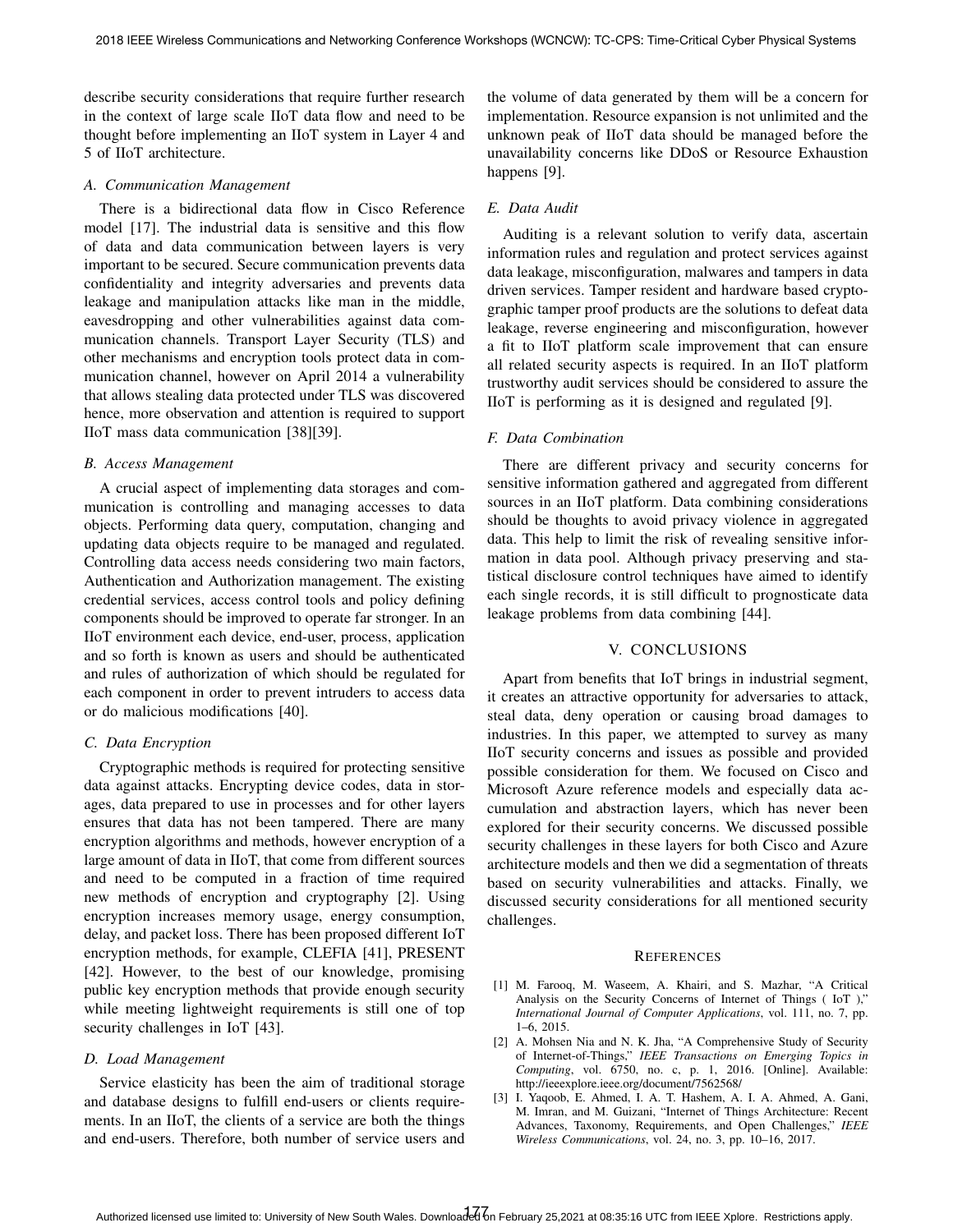describe security considerations that require further research in the context of large scale IIoT data flow and need to be thought before implementing an IIoT system in Layer 4 and 5 of IIoT architecture.

### *A. Communication Management*

There is a bidirectional data flow in Cisco Reference model [17]. The industrial data is sensitive and this flow of data and data communication between layers is very important to be secured. Secure communication prevents data confidentiality and integrity adversaries and prevents data leakage and manipulation attacks like man in the middle, eavesdropping and other vulnerabilities against data communication channels. Transport Layer Security (TLS) and other mechanisms and encryption tools protect data in communication channel, however on April 2014 a vulnerability that allows stealing data protected under TLS was discovered hence, more observation and attention is required to support IIoT mass data communication [38][39].

### *B. Access Management*

A crucial aspect of implementing data storages and communication is controlling and managing accesses to data objects. Performing data query, computation, changing and updating data objects require to be managed and regulated. Controlling data access needs considering two main factors, Authentication and Authorization management. The existing credential services, access control tools and policy defining components should be improved to operate far stronger. In an IIoT environment each device, end-user, process, application and so forth is known as users and should be authenticated and rules of authorization of which should be regulated for each component in order to prevent intruders to access data or do malicious modifications [40].

### *C. Data Encryption*

Cryptographic methods is required for protecting sensitive data against attacks. Encrypting device codes, data in storages, data prepared to use in processes and for other layers ensures that data has not been tampered. There are many encryption algorithms and methods, however encryption of a large amount of data in IIoT, that come from different sources and need to be computed in a fraction of time required new methods of encryption and cryptography [2]. Using encryption increases memory usage, energy consumption, delay, and packet loss. There has been proposed different IoT encryption methods, for example, CLEFIA [41], PRESENT [42]. However, to the best of our knowledge, promising public key encryption methods that provide enough security while meeting lightweight requirements is still one of top security challenges in IoT [43].

### *D. Load Management*

Service elasticity has been the aim of traditional storage and database designs to fulfill end-users or clients requirements. In an IIoT, the clients of a service are both the things and end-users. Therefore, both number of service users and the volume of data generated by them will be a concern for implementation. Resource expansion is not unlimited and the unknown peak of IIoT data should be managed before the unavailability concerns like DDoS or Resource Exhaustion happens [9].

### *E. Data Audit*

Auditing is a relevant solution to verify data, ascertain information rules and regulation and protect services against data leakage, misconfiguration, malwares and tampers in data driven services. Tamper resident and hardware based cryptographic tamper proof products are the solutions to defeat data leakage, reverse engineering and misconfiguration, however a fit to IIoT platform scale improvement that can ensure all related security aspects is required. In an IIoT platform trustworthy audit services should be considered to assure the IIoT is performing as it is designed and regulated [9].

### *F. Data Combination*

There are different privacy and security concerns for sensitive information gathered and aggregated from different sources in an IIoT platform. Data combining considerations should be thoughts to avoid privacy violence in aggregated data. This help to limit the risk of revealing sensitive information in data pool. Although privacy preserving and statistical disclosure control techniques have aimed to identify each single records, it is still difficult to prognosticate data leakage problems from data combining [44].

## V. CONCLUSIONS

Apart from benefits that IoT brings in industrial segment, it creates an attractive opportunity for adversaries to attack, steal data, deny operation or causing broad damages to industries. In this paper, we attempted to survey as many IIoT security concerns and issues as possible and provided possible consideration for them. We focused on Cisco and Microsoft Azure reference models and especially data accumulation and abstraction layers, which has never been explored for their security concerns. We discussed possible security challenges in these layers for both Cisco and Azure architecture models and then we did a segmentation of threats based on security vulnerabilities and attacks. Finally, we discussed security considerations for all mentioned security challenges.

## REFERENCES

[1] M. Farooq, M. Waseem, A. Khairi, and S. Mazhar, "A Critical Analysis on the Security Concerns of Internet of Things ( IoT )," *International Journal of Computer Applications*, vol. 111, no. 7, pp. 1–6, 2015.

[2] A. Mohsen Nia and N. K. Jha, "A Comprehensive Study of Security of Internet-of-Things," *IEEE Transactions on Emerging Topics in Computing*, vol. 6750, no. c, p. 1, 2016. [Online]. Available: http://ieeexplore.ieee.org/document/7562568/

[3] I. Yaqoob, E. Ahmed, I. A. T. Hashem, A. I. A. Ahmed, A. Gani, M. Imran, and M. Guizani, "Internet of Things Architecture: Recent Advances, Taxonomy, Requirements, and Open Challenges," *IEEE Wireless Communications*, vol. 24, no. 3, pp. 10–16, 2017.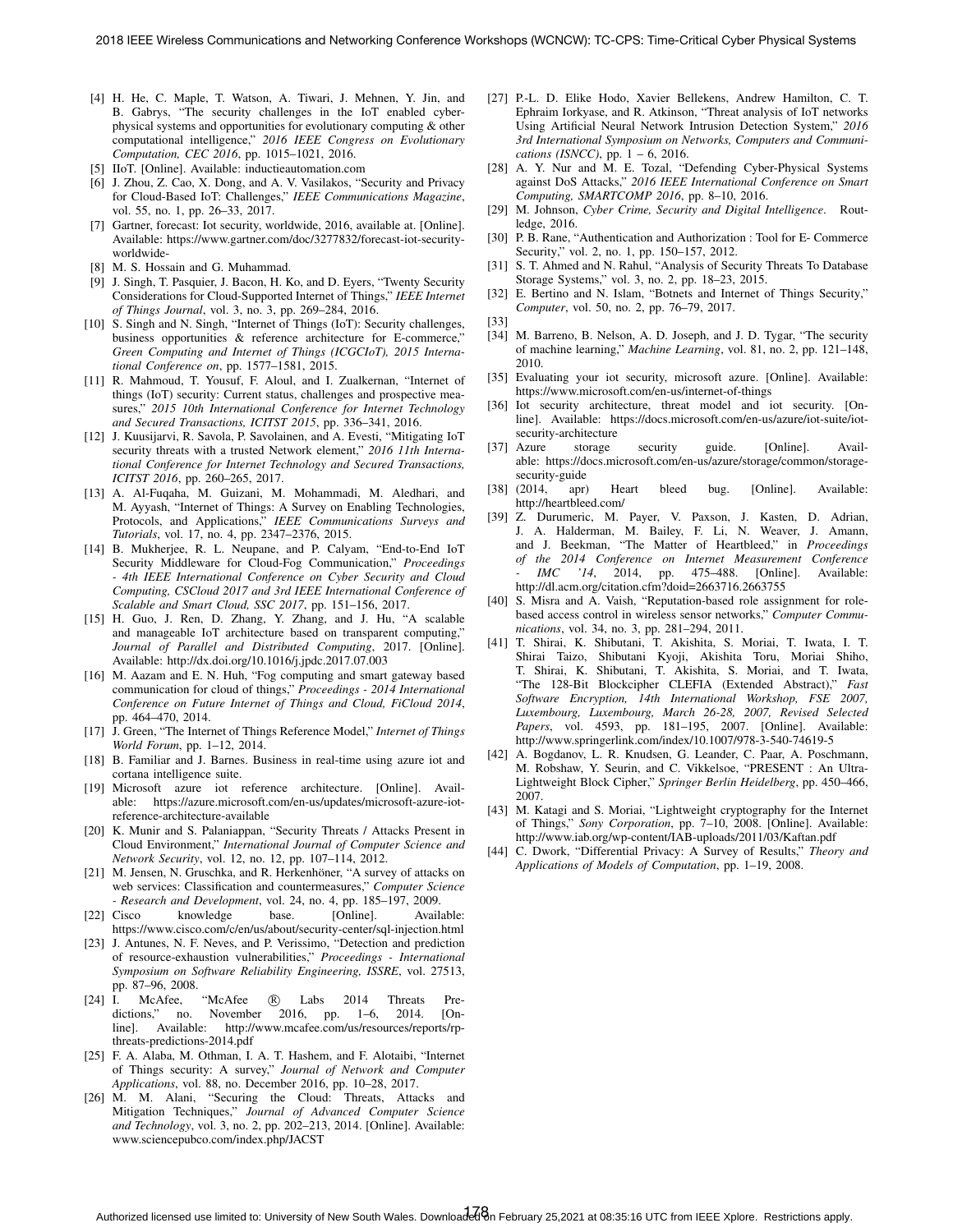[4] H. He, C. Maple, T. Watson, A. Tiwari, J. Mehnen, Y. Jin, and B. Gabrys, "The security challenges in the IoT enabled cyber-physical systems and opportunities for evolutionary computing & other computational intelligence," *2016 IEEE Congress on Evolutionary Computation, CEC 2016*, pp. 1015–1021, 2016.

[5] IIoT. [Online]. Available: inductieautomation.com

[6] J. Zhou, Z. Cao, X. Dong, and A. V. Vasilakos, "Security and Privacy for Cloud-Based IoT: Challenges," *IEEE Communications Magazine*, vol. 55, no. 1, pp. 26–33, 2017.

[7] Gartner, forecast: Iot security, worldwide, 2016, available at. [Online]. Available: https://www.gartner.com/doc/3277832/forecast-iot-security-worldwide-

[8] M. S. Hossain and G. Muhammad.

[9] J. Singh, T. Pasquier, J. Bacon, H. Ko, and D. Eyers, "Twenty Security Considerations for Cloud-Supported Internet of Things," *IEEE Internet of Things Journal*, vol. 3, no. 3, pp. 269–284, 2016.

[10] S. Singh and N. Singh, "Internet of Things (IoT): Security challenges, business opportunities & reference architecture for E-commerce," *Green Computing and Internet of Things (ICGCIoT), 2015 International Conference on*, pp. 1577–1581, 2015.

[11] R. Mahmoud, T. Yousuf, F. Aloul, and I. Zualkernan, "Internet of things (IoT) security: Current status, challenges and prospective measures," *2015 10th International Conference for Internet Technology and Secured Transactions, ICITST 2015*, pp. 336–341, 2016.

[12] J. Kuusijarvi, R. Savola, P. Savolainen, and A. Evesti, "Mitigating IoT security threats with a trusted Network element," *2016 11th International Conference for Internet Technology and Secured Transactions, ICITST 2016*, pp. 260–265, 2017.

[13] A. Al-Fuqaha, M. Guizani, M. Mohammadi, M. Aledhari, and M. Ayyash, "Internet of Things: A Survey on Enabling Technologies, Protocols, and Applications," *IEEE Communications Surveys and Tutorials*, vol. 17, no. 4, pp. 2347–2376, 2015.

[14] B. Mukherjee, R. L. Neupane, and P. Calyam, "End-to-End IoT Security Middleware for Cloud-Fog Communication," *Proceedings - 4th IEEE International Conference on Cyber Security and Cloud Computing, CSCloud 2017 and 3rd IEEE International Conference of Scalable and Smart Cloud, SSC 2017*, pp. 151–156, 2017.

[15] H. Guo, J. Ren, D. Zhang, Y. Zhang, and J. Hu, "A scalable and manageable IoT architecture based on transparent computing," *Journal of Parallel and Distributed Computing*, 2017. [Online]. Available: http://dx.doi.org/10.1016/j.jpdc.2017.07.003

[16] M. Aazam and E. N. Huh, "Fog computing and smart gateway based communication for cloud of things," *Proceedings - 2014 International Conference on Future Internet of Things and Cloud, FiCloud 2014*, pp. 464–470, 2014.

[17] J. Green, "The Internet of Things Reference Model," *Internet of Things World Forum*, pp. 1–12, 2014.

[18] B. Familiar and J. Barnes. Business in real-time using azure iot and cortana intelligence suite.

[19] Microsoft azure iot reference architecture. [Online]. Available: https://azure.microsoft.com/en-us/updates/microsoft-azure-iot-reference-architecture-available

[20] K. Munir and S. Palaniappan, "Security Threats / Attacks Present in Cloud Environment," *International Journal of Computer Science and Network Security*, vol. 12, no. 12, pp. 107–114, 2012.

[21] M. Jensen, N. Gruschka, and R. Herkenhöner, "A survey of attacks on web services: Classification and countermeasures," *Computer Science - Research and Development*, vol. 24, no. 4, pp. 185–197, 2009.

[22] Cisco knowledge base. [Online]. Available: https://www.cisco.com/c/en/us/about/security-center/sql-injection.html

[23] J. Antunes, N. F. Neves, and P. Verissimo, "Detection and prediction of resource-exhaustion vulnerabilities," *Proceedings - International Symposium on Software Reliability Engineering, ISSRE*, vol. 27513, pp. 87–96, 2008.

[24] I. McAfee, "McAfee ® Labs 2014 Threats Predictions," no. November 2016, pp. 1–6, 2014. [Online]. Available: http://www.mcafee.com/us/resources/reports/rp-threats-predictions-2014.pdf

[25] F. A. Alaba, M. Othman, I. A. T. Hashem, and F. Alotaibi, "Internet of Things security: A survey," *Journal of Network and Computer Applications*, vol. 88, no. December 2016, pp. 10–28, 2017.

[26] M. M. Alani, "Securing the Cloud: Threats, Attacks and Mitigation Techniques," *Journal of Advanced Computer Science and Technology*, vol. 3, no. 2, pp. 202–213, 2014. [Online]. Available: www.sciencepubco.com/index.php/JACST

[27] P.-L. D. Elike Hodo, Xavier Bellekens, Andrew Hamilton, C. T. Ephraim Iorkyase, and R. Atkinson, "Threat analysis of IoT networks Using Artificial Neural Network Intrusion Detection System," *2016 3rd International Symposium on Networks, Computers and Communications (ISNCC)*, pp. 1 – 6, 2016.

[28] A. Y. Nur and M. E. Tozal, "Defending Cyber-Physical Systems against DoS Attacks," *2016 IEEE International Conference on Smart Computing, SMARTCOMP 2016*, pp. 8–10, 2016.

[29] M. Johnson, *Cyber Crime, Security and Digital Intelligence*. Routledge, 2016.

[30] P. B. Rane, "Authentication and Authorization : Tool for E- Commerce Security," vol. 2, no. 1, pp. 150–157, 2012.

[31] S. T. Ahmed and N. Rahul, "Analysis of Security Threats To Database Storage Systems," vol. 3, no. 2, pp. 18–23, 2015.

[32] E. Bertino and N. Islam, "Botnets and Internet of Things Security," *Computer*, vol. 50, no. 2, pp. 76–79, 2017.

[33]

[34] M. Barreno, B. Nelson, A. D. Joseph, and J. D. Tygar, "The security of machine learning," *Machine Learning*, vol. 81, no. 2, pp. 121–148, 2010.

[35] Evaluating your iot security, microsoft azure. [Online]. Available: https://www.microsoft.com/en-us/internet-of-things

[36] Iot security architecture, threat model and iot security. [Online]. Available: https://docs.microsoft.com/en-us/azure/iot-suite/iot-security-architecture

[37] Azure storage security guide. [Online]. Available: https://docs.microsoft.com/en-us/azure/storage/common/storage-security-guide

[38] (2014, apr) Heart bleed bug. [Online]. Available: http://heartbleed.com/

[39] Z. Durumeric, M. Payer, V. Paxson, J. Kasten, D. Adrian, J. A. Halderman, M. Bailey, F. Li, N. Weaver, J. Amann, and J. Beekman, "The Matter of Heartbleed," in *Proceedings of the 2014 Conference on Internet Measurement Conference - IMC '14*, 2014, pp. 475–488. [Online]. Available: http://dl.acm.org/citation.cfm?doid=2663716.2663755

[40] S. Misra and A. Vaish, "Reputation-based role assignment for role-based access control in wireless sensor networks," *Computer Communications*, vol. 34, no. 3, pp. 281–294, 2011.

[41] T. Shirai, K. Shibutani, T. Akishita, S. Moriai, T. Iwata, I. T. Shirai Taizo, Shibutani Kyoji, Akishita Toru, Moriai Shiho, T. Shirai, K. Shibutani, T. Akishita, S. Moriai, and T. Iwata, "The 128-Bit Blockcipher CLEFIA (Extended Abstract)," *Fast Software Encryption, 14th International Workshop, FSE 2007, Luxembourg, Luxembourg, March 26-28, 2007, Revised Selected Papers*, vol. 4593, pp. 181–195, 2007. [Online]. Available: http://www.springerlink.com/index/10.1007/978-3-540-74619-5

[42] A. Bogdanov, L. R. Knudsen, G. Leander, C. Paar, A. Poschmann, M. Robshaw, Y. Seurin, and C. Vikkelsoe, "PRESENT : An Ultra-Lightweight Block Cipher," *Springer Berlin Heidelberg*, pp. 450–466, 2007.

[43] M. Katagi and S. Moriai, "Lightweight cryptography for the Internet of Things," *Sony Corporation*, pp. 7–10, 2008. [Online]. Available: http://www.iab.org/wp-content/IAB-uploads/2011/03/Kaftan.pdf

[44] C. Dwork, "Differential Privacy: A Survey of Results," *Theory and Applications of Models of Computation*, pp. 1–19, 2008.